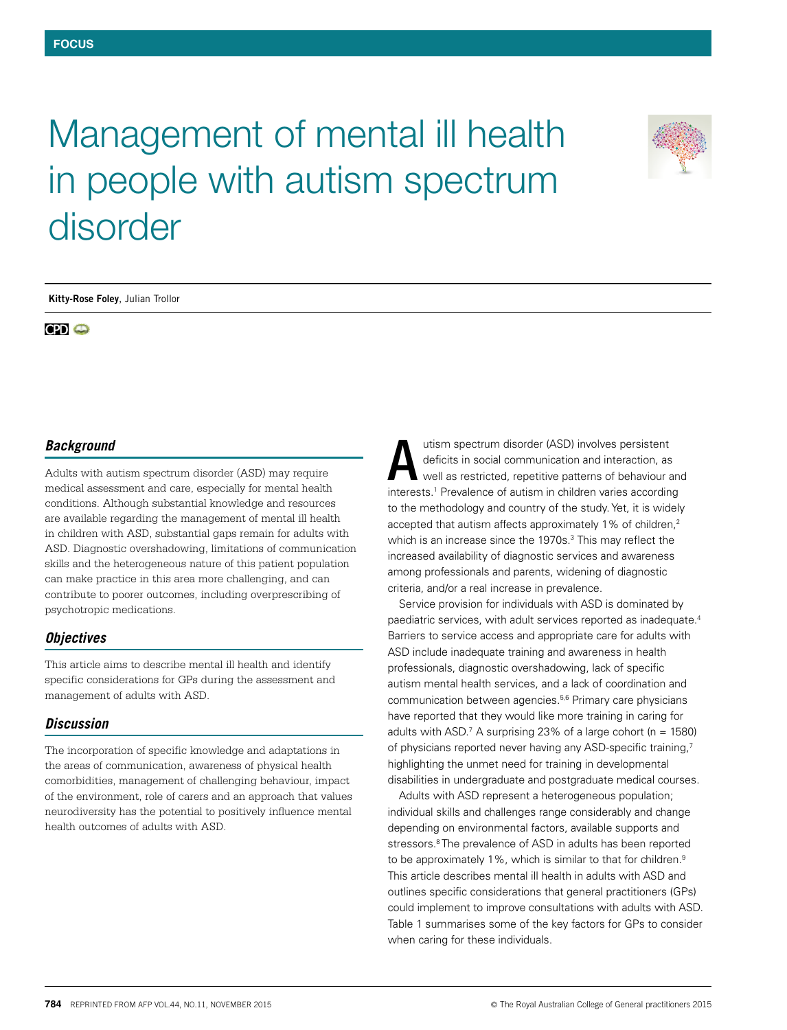FOCUS

# Management of mental ill health in people with autism spectrum disorder

**Kitty-Rose Foley**, Julian Trollor

CPD

### *Background*

Adults with autism spectrum disorder (ASD) may require medical assessment and care, especially for mental health conditions. Although substantial knowledge and resources are available regarding the management of mental ill health in children with ASD, substantial gaps remain for adults with ASD. Diagnostic overshadowing, limitations of communication skills and the heterogeneous nature of this patient population can make practice in this area more challenging, and can contribute to poorer outcomes, including overprescribing of psychotropic medications.

### *Objectives*

This article aims to describe mental ill health and identify specific considerations for GPs during the assessment and management of adults with ASD.

### *Discussion*

The incorporation of specific knowledge and adaptations in the areas of communication, awareness of physical health comorbidities, management of challenging behaviour, impact of the environment, role of carers and an approach that values neurodiversity has the potential to positively influence mental health outcomes of adults with ASD.

Autism spectrum disorder (ASD) involves persistent deficits in social communication and interaction, as well as restricted, repetitive patterns of behaviour and interests.[1] Prevalence of autism in children varies according to the methodology and country of the study. Yet, it is widely accepted that autism affects approximately 1% of children,[2] which is an increase since the 1970s.[3] This may reflect the increased availability of diagnostic services and awareness among professionals and parents, widening of diagnostic criteria, and/or a real increase in prevalence.

Service provision for individuals with ASD is dominated by paediatric services, with adult services reported as inadequate.[4] Barriers to service access and appropriate care for adults with ASD include inadequate training and awareness in health professionals, diagnostic overshadowing, lack of specific autism mental health services, and a lack of coordination and communication between agencies.[5,6] Primary care physicians have reported that they would like more training in caring for adults with ASD.[7] A surprising 23% of a large cohort (n = 1580) of physicians reported never having any ASD-specific training,[7] highlighting the unmet need for training in developmental disabilities in undergraduate and postgraduate medical courses.

Adults with ASD represent a heterogeneous population; individual skills and challenges range considerably and change depending on environmental factors, available supports and stressors.[8] The prevalence of ASD in adults has been reported to be approximately 1%, which is similar to that for children.[9] This article describes mental ill health in adults with ASD and outlines specific considerations that general practitioners (GPs) could implement to improve consultations with adults with ASD. Table 1 summarises some of the key factors for GPs to consider when caring for these individuals.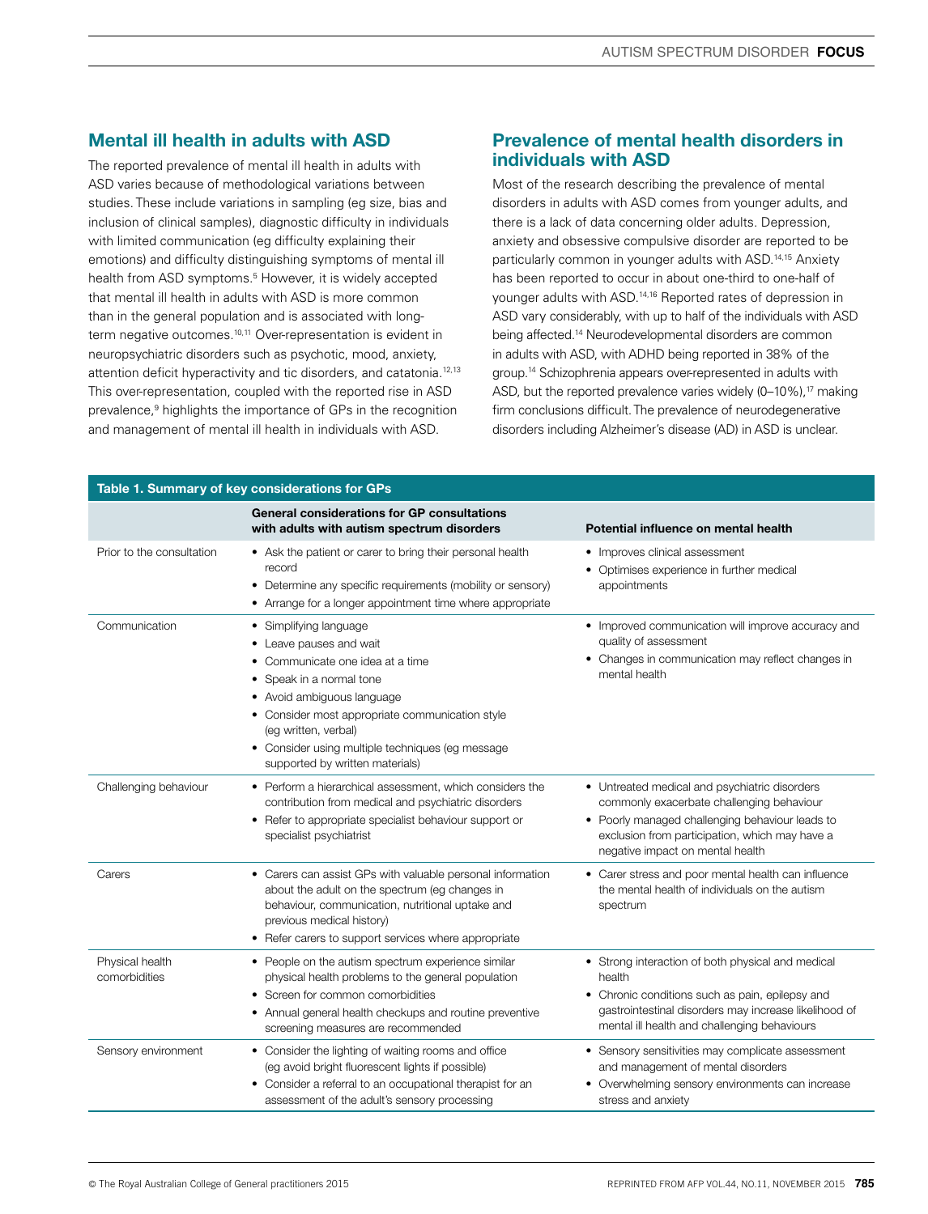## Mental ill health in adults with ASD

The reported prevalence of mental ill health in adults with ASD varies because of methodological variations between studies. These include variations in sampling (eg size, bias and inclusion of clinical samples), diagnostic difficulty in individuals with limited communication (eg difficulty explaining their emotions) and difficulty distinguishing symptoms of mental ill health from ASD symptoms.[5] However, it is widely accepted that mental ill health in adults with ASD is more common than in the general population and is associated with long-term negative outcomes.[10,11] Over-representation is evident in neuropsychiatric disorders such as psychotic, mood, anxiety, attention deficit hyperactivity and tic disorders, and catatonia.[12,13] This over-representation, coupled with the reported rise in ASD prevalence,[9] highlights the importance of GPs in the recognition and management of mental ill health in individuals with ASD.

## Prevalence of mental health disorders in individuals with ASD

Most of the research describing the prevalence of mental disorders in adults with ASD comes from younger adults, and there is a lack of data concerning older adults. Depression, anxiety and obsessive compulsive disorder are reported to be particularly common in younger adults with ASD.[14,15] Anxiety has been reported to occur in about one-third to one-half of younger adults with ASD.[14,16] Reported rates of depression in ASD vary considerably, with up to half of the individuals with ASD being affected.[14] Neurodevelopmental disorders are common in adults with ASD, with ADHD being reported in 38% of the group.[14] Schizophrenia appears over-represented in adults with ASD, but the reported prevalence varies widely (0–10%),[17] making firm conclusions difficult. The prevalence of neurodegenerative disorders including Alzheimer's disease (AD) in ASD is unclear.

**Table 1. Summary of key considerations for GPs**

| | General considerations for GP consultations with adults with autism spectrum disorders | Potential influence on mental health |
|---|---|---|
| Prior to the consultation | • Ask the patient or carer to bring their personal health record<br>• Determine any specific requirements (mobility or sensory)<br>• Arrange for a longer appointment time where appropriate | • Improves clinical assessment<br>• Optimises experience in further medical appointments |
| Communication | • Simplifying language<br>• Leave pauses and wait<br>• Communicate one idea at a time<br>• Speak in a normal tone<br>• Avoid ambiguous language<br>• Consider most appropriate communication style (eg written, verbal)<br>• Consider using multiple techniques (eg message supported by written materials) | • Improved communication will improve accuracy and quality of assessment<br>• Changes in communication may reflect changes in mental health |
| Challenging behaviour | • Perform a hierarchical assessment, which considers the contribution from medical and psychiatric disorders<br>• Refer to appropriate specialist behaviour support or specialist psychiatrist | • Untreated medical and psychiatric disorders commonly exacerbate challenging behaviour<br>• Poorly managed challenging behaviour leads to exclusion from participation, which may have a negative impact on mental health |
| Carers | • Carers can assist GPs with valuable personal information about the adult on the spectrum (eg changes in behaviour, communication, nutritional uptake and previous medical history)<br>• Refer carers to support services where appropriate | • Carer stress and poor mental health can influence the mental health of individuals on the autism spectrum |
| Physical health comorbidities | • People on the autism spectrum experience similar physical health problems to the general population<br>• Screen for common comorbidities<br>• Annual general health checkups and routine preventive screening measures are recommended | • Strong interaction of both physical and medical health<br>• Chronic conditions such as pain, epilepsy and gastrointestinal disorders may increase likelihood of mental ill health and challenging behaviours |
| Sensory environment | • Consider the lighting of waiting rooms and office (eg avoid bright fluorescent lights if possible)<br>• Consider a referral to an occupational therapist for an assessment of the adult's sensory processing | • Sensory sensitivities may complicate assessment and management of mental disorders<br>• Overwhelming sensory environments can increase stress and anxiety |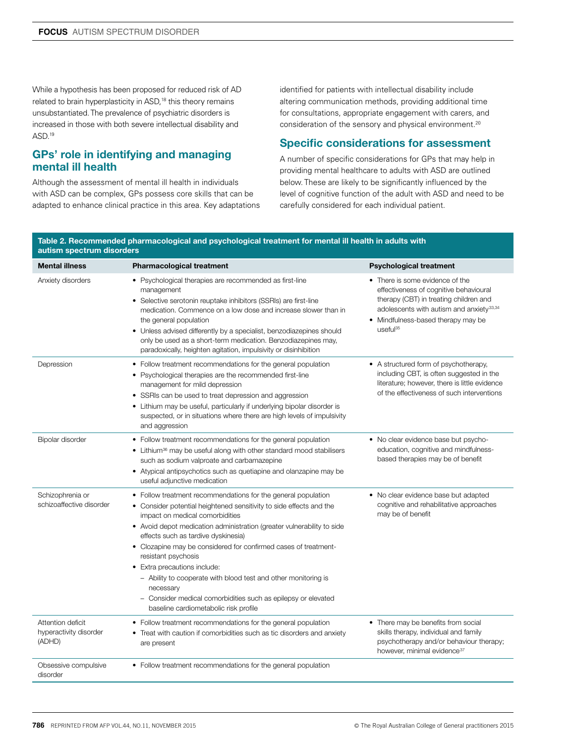While a hypothesis has been proposed for reduced risk of AD related to brain hyperplasticity in ASD,[18] this theory remains unsubstantiated. The prevalence of psychiatric disorders is increased in those with both severe intellectual disability and ASD.[19]

## GPs' role in identifying and managing mental ill health

Although the assessment of mental ill health in individuals with ASD can be complex, GPs possess core skills that can be adapted to enhance clinical practice in this area. Key adaptations identified for patients with intellectual disability include altering communication methods, providing additional time for consultations, appropriate engagement with carers, and consideration of the sensory and physical environment.[20]

## Specific considerations for assessment

A number of specific considerations for GPs that may help in providing mental healthcare to adults with ASD are outlined below. These are likely to be significantly influenced by the level of cognitive function of the adult with ASD and need to be carefully considered for each individual patient.

**Table 2. Recommended pharmacological and psychological treatment for mental ill health in adults with autism spectrum disorders**

| Mental illness | Pharmacological treatment | Psychological treatment |
|---|---|---|
| Anxiety disorders | • Psychological therapies are recommended as first-line management<br>• Selective serotonin reuptake inhibitors (SSRIs) are first-line medication. Commence on a low dose and increase slower than in the general population<br>• Unless advised differently by a specialist, benzodiazepines should only be used as a short-term medication. Benzodiazepines may, paradoxically, heighten agitation, impulsivity or disinhibition | • There is some evidence of the effectiveness of cognitive behavioural therapy (CBT) in treating children and adolescents with autism and anxiety[33,34]<br>• Mindfulness-based therapy may be useful[35] |
| Depression | • Follow treatment recommendations for the general population<br>• Psychological therapies are the recommended first-line management for mild depression<br>• SSRIs can be used to treat depression and aggression<br>• Lithium may be useful, particularly if underlying bipolar disorder is suspected, or in situations where there are high levels of impulsivity and aggression | • A structured form of psychotherapy, including CBT, is often suggested in the literature; however, there is little evidence of the effectiveness of such interventions |
| Bipolar disorder | • Follow treatment recommendations for the general population<br>• Lithium[36] may be useful along with other standard mood stabilisers such as sodium valproate and carbamazepine<br>• Atypical antipsychotics such as quetiapine and olanzapine may be useful adjunctive medication | • No clear evidence base but psycho-education, cognitive and mindfulness-based therapies may be of benefit |
| Schizophrenia or schizoaffective disorder | • Follow treatment recommendations for the general population<br>• Consider potential heightened sensitivity to side effects and the impact on medical comorbidities<br>• Avoid depot medication administration (greater vulnerability to side effects such as tardive dyskinesia)<br>• Clozapine may be considered for confirmed cases of treatment-resistant psychosis<br>• Extra precautions include:<br>– Ability to cooperate with blood test and other monitoring is necessary<br>– Consider medical comorbidities such as epilepsy or elevated baseline cardiometabolic risk profile | • No clear evidence base but adapted cognitive and rehabilitative approaches may be of benefit |
| Attention deficit hyperactivity disorder (ADHD) | • Follow treatment recommendations for the general population<br>• Treat with caution if comorbidities such as tic disorders and anxiety are present | • There may be benefits from social skills therapy, individual and family psychotherapy and/or behaviour therapy; however, minimal evidence[37] |
| Obsessive compulsive disorder | • Follow treatment recommendations for the general population | |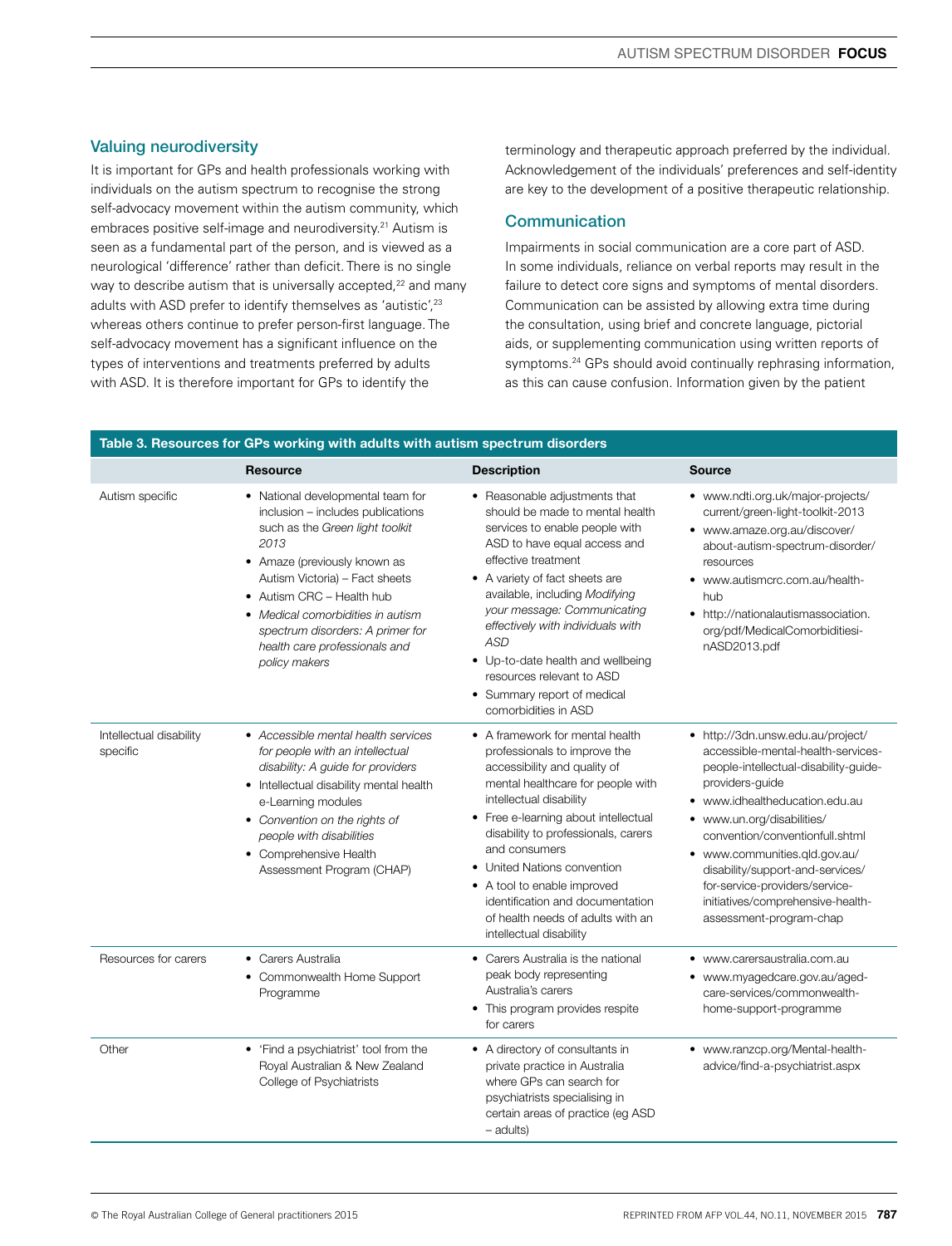## Valuing neurodiversity

It is important for GPs and health professionals working with individuals on the autism spectrum to recognise the strong self-advocacy movement within the autism community, which embraces positive self-image and neurodiversity.[21] Autism is seen as a fundamental part of the person, and is viewed as a neurological 'difference' rather than deficit. There is no single way to describe autism that is universally accepted,[22] and many adults with ASD prefer to identify themselves as 'autistic',[23] whereas others continue to prefer person-first language. The self-advocacy movement has a significant influence on the types of interventions and treatments preferred by adults with ASD. It is therefore important for GPs to identify the terminology and therapeutic approach preferred by the individual. Acknowledgement of the individuals' preferences and self-identity are key to the development of a positive therapeutic relationship.

## Communication

Impairments in social communication are a core part of ASD. In some individuals, reliance on verbal reports may result in the failure to detect core signs and symptoms of mental disorders. Communication can be assisted by allowing extra time during the consultation, using brief and concrete language, pictorial aids, or supplementing communication using written reports of symptoms.[24] GPs should avoid continually rephrasing information, as this can cause confusion. Information given by the patient

**Table 3. Resources for GPs working with adults with autism spectrum disorders**

| | Resource | Description | Source |
|---|---|---|---|
| Autism specific | • National developmental team for inclusion – includes publications such as the *Green light toolkit 2013*<br>• Amaze (previously known as Autism Victoria) – Fact sheets<br>• Autism CRC – Health hub<br>• *Medical comorbidities in autism spectrum disorders: A primer for health care professionals and policy makers* | • Reasonable adjustments that should be made to mental health services to enable people with ASD to have equal access and effective treatment<br>• A variety of fact sheets are available, including *Modifying your message: Communicating effectively with individuals with ASD*<br>• Up-to-date health and wellbeing resources relevant to ASD<br>• Summary report of medical comorbidities in ASD | • www.ndti.org.uk/major-projects/current/green-light-toolkit-2013<br>• www.amaze.org.au/discover/about-autism-spectrum-disorder/resources<br>• www.autismcrc.com.au/health-hub<br>• http://nationalautismassociation.org/pdf/MedicalComorbiditiesinASD2013.pdf |
| Intellectual disability specific | • *Accessible mental health services for people with an intellectual disability: A guide for providers*<br>• Intellectual disability mental health e-Learning modules<br>• *Convention on the rights of people with disabilities*<br>• Comprehensive Health Assessment Program (CHAP) | • A framework for mental health professionals to improve the accessibility and quality of mental healthcare for people with intellectual disability<br>• Free e-learning about intellectual disability to professionals, carers and consumers<br>• United Nations convention<br>• A tool to enable improved identification and documentation of health needs of adults with an intellectual disability | • http://3dn.unsw.edu.au/project/accessible-mental-health-services-people-intellectual-disability-guide-providers-guide<br>• www.idhealtheducation.edu.au<br>• www.un.org/disabilities/convention/conventionfull.shtml<br>• www.communities.qld.gov.au/disability/support-and-services/for-service-providers/service-initiatives/comprehensive-health-assessment-program-chap |
| Resources for carers | • Carers Australia<br>• Commonwealth Home Support Programme | • Carers Australia is the national peak body representing Australia's carers<br>• This program provides respite for carers | • www.carersaustralia.com.au<br>• www.myagedcare.gov.au/aged-care-services/commonwealth-home-support-programme |
| Other | • 'Find a psychiatrist' tool from the Royal Australian & New Zealand College of Psychiatrists | • A directory of consultants in private practice in Australia where GPs can search for psychiatrists specialising in certain areas of practice (eg ASD – adults) | • www.ranzcp.org/Mental-health-advice/find-a-psychiatrist.aspx |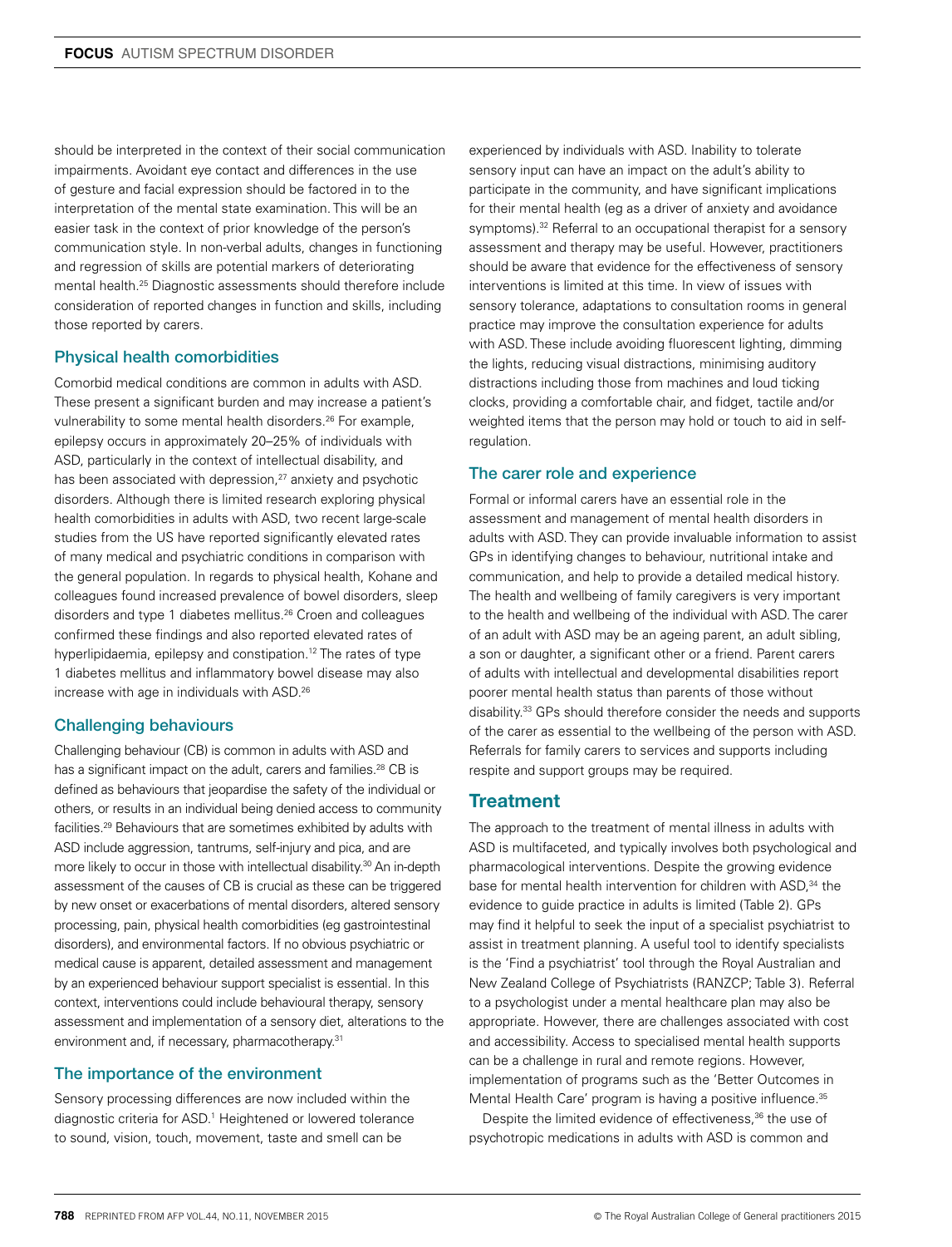should be interpreted in the context of their social communication impairments. Avoidant eye contact and differences in the use of gesture and facial expression should be factored in to the interpretation of the mental state examination. This will be an easier task in the context of prior knowledge of the person's communication style. In non-verbal adults, changes in functioning and regression of skills are potential markers of deteriorating mental health.[25] Diagnostic assessments should therefore include consideration of reported changes in function and skills, including those reported by carers.

### Physical health comorbidities

Comorbid medical conditions are common in adults with ASD. These present a significant burden and may increase a patient's vulnerability to some mental health disorders.[26] For example, epilepsy occurs in approximately 20–25% of individuals with ASD, particularly in the context of intellectual disability, and has been associated with depression,[27] anxiety and psychotic disorders. Although there is limited research exploring physical health comorbidities in adults with ASD, two recent large-scale studies from the US have reported significantly elevated rates of many medical and psychiatric conditions in comparison with the general population. In regards to physical health, Kohane and colleagues found increased prevalence of bowel disorders, sleep disorders and type 1 diabetes mellitus.[26] Croen and colleagues confirmed these findings and also reported elevated rates of hyperlipidaemia, epilepsy and constipation.[12] The rates of type 1 diabetes mellitus and inflammatory bowel disease may also increase with age in individuals with ASD.[26]

### Challenging behaviours

Challenging behaviour (CB) is common in adults with ASD and has a significant impact on the adult, carers and families.[28] CB is defined as behaviours that jeopardise the safety of the individual or others, or results in an individual being denied access to community facilities.[29] Behaviours that are sometimes exhibited by adults with ASD include aggression, tantrums, self-injury and pica, and are more likely to occur in those with intellectual disability.[30] An in-depth assessment of the causes of CB is crucial as these can be triggered by new onset or exacerbations of mental disorders, altered sensory processing, pain, physical health comorbidities (eg gastrointestinal disorders), and environmental factors. If no obvious psychiatric or medical cause is apparent, detailed assessment and management by an experienced behaviour support specialist is essential. In this context, interventions could include behavioural therapy, sensory assessment and implementation of a sensory diet, alterations to the environment and, if necessary, pharmacotherapy.[31]

### The importance of the environment

Sensory processing differences are now included within the diagnostic criteria for ASD.[1] Heightened or lowered tolerance to sound, vision, touch, movement, taste and smell can be experienced by individuals with ASD. Inability to tolerate sensory input can have an impact on the adult's ability to participate in the community, and have significant implications for their mental health (eg as a driver of anxiety and avoidance symptoms).[32] Referral to an occupational therapist for a sensory assessment and therapy may be useful. However, practitioners should be aware that evidence for the effectiveness of sensory interventions is limited at this time. In view of issues with sensory tolerance, adaptations to consultation rooms in general practice may improve the consultation experience for adults with ASD. These include avoiding fluorescent lighting, dimming the lights, reducing visual distractions, minimising auditory distractions including those from machines and loud ticking clocks, providing a comfortable chair, and fidget, tactile and/or weighted items that the person may hold or touch to aid in self-regulation.

### The carer role and experience

Formal or informal carers have an essential role in the assessment and management of mental health disorders in adults with ASD. They can provide invaluable information to assist GPs in identifying changes to behaviour, nutritional intake and communication, and help to provide a detailed medical history. The health and wellbeing of family caregivers is very important to the health and wellbeing of the individual with ASD. The carer of an adult with ASD may be an ageing parent, an adult sibling, a son or daughter, a significant other or a friend. Parent carers of adults with intellectual and developmental disabilities report poorer mental health status than parents of those without disability.[33] GPs should therefore consider the needs and supports of the carer as essential to the wellbeing of the person with ASD. Referrals for family carers to services and supports including respite and support groups may be required.

## Treatment

The approach to the treatment of mental illness in adults with ASD is multifaceted, and typically involves both psychological and pharmacological interventions. Despite the growing evidence base for mental health intervention for children with ASD,[34] the evidence to guide practice in adults is limited (Table 2). GPs may find it helpful to seek the input of a specialist psychiatrist to assist in treatment planning. A useful tool to identify specialists is the 'Find a psychiatrist' tool through the Royal Australian and New Zealand College of Psychiatrists (RANZCP; Table 3). Referral to a psychologist under a mental healthcare plan may also be appropriate. However, there are challenges associated with cost and accessibility. Access to specialised mental health supports can be a challenge in rural and remote regions. However, implementation of programs such as the 'Better Outcomes in Mental Health Care' program is having a positive influence.[35]

Despite the limited evidence of effectiveness,[36] the use of psychotropic medications in adults with ASD is common and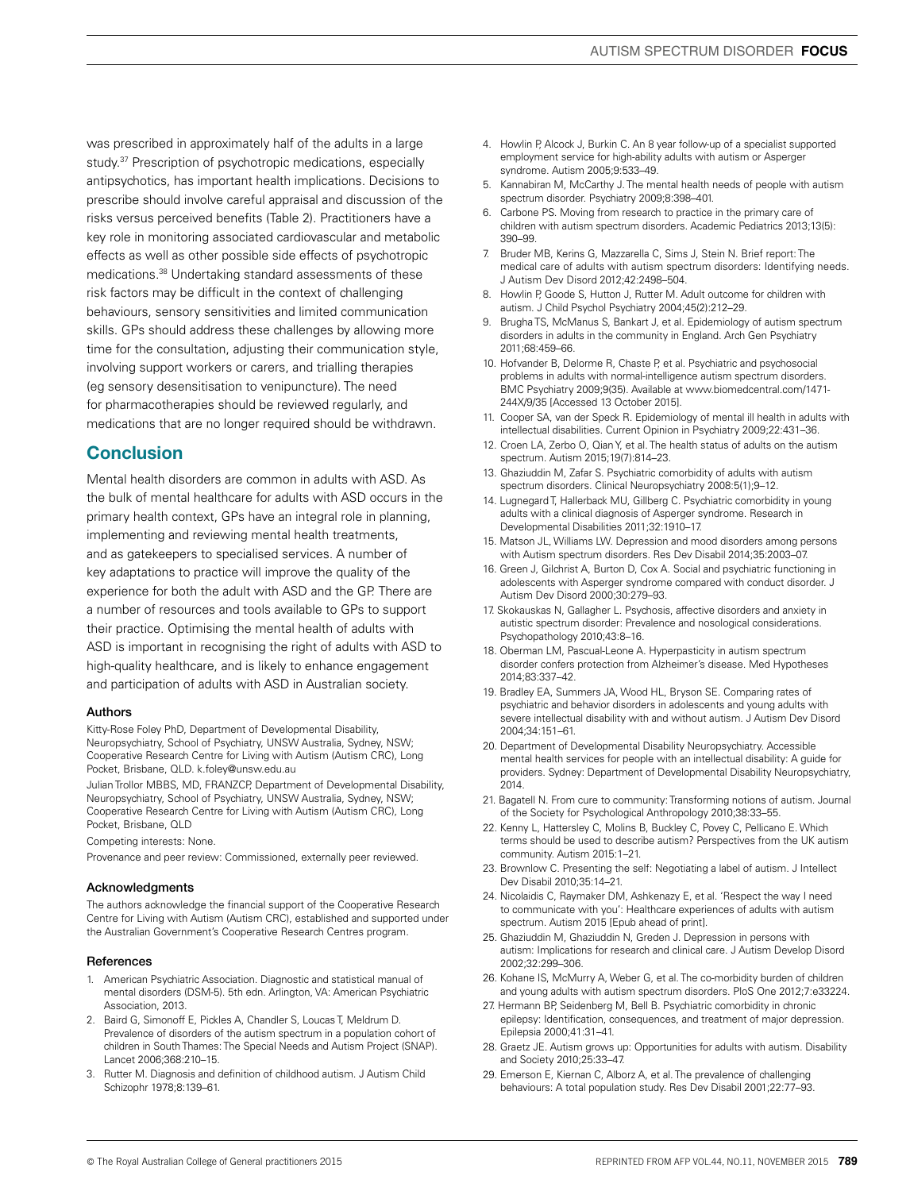was prescribed in approximately half of the adults in a large study.[37] Prescription of psychotropic medications, especially antipsychotics, has important health implications. Decisions to prescribe should involve careful appraisal and discussion of the risks versus perceived benefits (Table 2). Practitioners have a key role in monitoring associated cardiovascular and metabolic effects as well as other possible side effects of psychotropic medications.[38] Undertaking standard assessments of these risk factors may be difficult in the context of challenging behaviours, sensory sensitivities and limited communication skills. GPs should address these challenges by allowing more time for the consultation, adjusting their communication style, involving support workers or carers, and trialling therapies (eg sensory desensitisation to venipuncture). The need for pharmacotherapies should be reviewed regularly, and medications that are no longer required should be withdrawn.

## Conclusion

Mental health disorders are common in adults with ASD. As the bulk of mental healthcare for adults with ASD occurs in the primary health context, GPs have an integral role in planning, implementing and reviewing mental health treatments, and as gatekeepers to specialised services. A number of key adaptations to practice will improve the quality of the experience for both the adult with ASD and the GP. There are a number of resources and tools available to GPs to support their practice. Optimising the mental health of adults with ASD is important in recognising the right of adults with ASD to high-quality healthcare, and is likely to enhance engagement and participation of adults with ASD in Australian society.

### Authors

Kitty-Rose Foley PhD, Department of Developmental Disability, Neuropsychiatry, School of Psychiatry, UNSW Australia, Sydney, NSW; Cooperative Research Centre for Living with Autism (Autism CRC), Long Pocket, Brisbane, QLD. k.foley@unsw.edu.au

Julian Trollor MBBS, MD, FRANZCP, Department of Developmental Disability, Neuropsychiatry, School of Psychiatry, UNSW Australia, Sydney, NSW; Cooperative Research Centre for Living with Autism (Autism CRC), Long Pocket, Brisbane, QLD

Competing interests: None.

Provenance and peer review: Commissioned, externally peer reviewed.

### Acknowledgments

The authors acknowledge the financial support of the Cooperative Research Centre for Living with Autism (Autism CRC), established and supported under the Australian Government's Cooperative Research Centres program.

### References

1. American Psychiatric Association. Diagnostic and statistical manual of mental disorders (DSM-5). 5th edn. Arlington, VA: American Psychiatric Association, 2013.
2. Baird G, Simonoff E, Pickles A, Chandler S, Loucas T, Meldrum D. Prevalence of disorders of the autism spectrum in a population cohort of children in South Thames: The Special Needs and Autism Project (SNAP). Lancet 2006;368:210–15.
3. Rutter M. Diagnosis and definition of childhood autism. J Autism Child Schizophr 1978;8:139–61.
4. Howlin P, Alcock J, Burkin C. An 8 year follow-up of a specialist supported employment service for high-ability adults with autism or Asperger syndrome. Autism 2005;9:533–49.
5. Kannabiran M, McCarthy J. The mental health needs of people with autism spectrum disorder. Psychiatry 2009;8:398–401.
6. Carbone PS. Moving from research to practice in the primary care of children with autism spectrum disorders. Academic Pediatrics 2013;13(5): 390–99.
7. Bruder MB, Kerins G, Mazzarella C, Sims J, Stein N. Brief report: The medical care of adults with autism spectrum disorders: Identifying needs. J Autism Dev Disord 2012;42:2498–504.
8. Howlin P, Goode S, Hutton J, Rutter M. Adult outcome for children with autism. J Child Psychol Psychiatry 2004;45(2):212–29.
9. Brugha TS, McManus S, Bankart J, et al. Epidemiology of autism spectrum disorders in adults in the community in England. Arch Gen Psychiatry 2011;68:459–66.
10. Hofvander B, Delorme R, Chaste P, et al. Psychiatric and psychosocial problems in adults with normal-intelligence autism spectrum disorders. BMC Psychiatry 2009;9(35). Available at www.biomedcentral.com/1471-244X/9/35 [Accessed 13 October 2015].
11. Cooper SA, van der Speck R. Epidemiology of mental ill health in adults with intellectual disabilities. Current Opinion in Psychiatry 2009;22:431–36.
12. Croen LA, Zerbo O, Qian Y, et al. The health status of adults on the autism spectrum. Autism 2015;19(7):814–23.
13. Ghaziuddin M, Zafar S. Psychiatric comorbidity of adults with autism spectrum disorders. Clinical Neuropsychiatry 2008:5(1);9–12.
14. Lugnegard T, Hallerback MU, Gillberg C. Psychiatric comorbidity in young adults with a clinical diagnosis of Asperger syndrome. Research in Developmental Disabilities 2011;32:1910–17.
15. Matson JL, Williams LW. Depression and mood disorders among persons with Autism spectrum disorders. Res Dev Disabil 2014;35:2003–07.
16. Green J, Gilchrist A, Burton D, Cox A. Social and psychiatric functioning in adolescents with Asperger syndrome compared with conduct disorder. J Autism Dev Disord 2000;30:279–93.
17. Skokauskas N, Gallagher L. Psychosis, affective disorders and anxiety in autistic spectrum disorder: Prevalence and nosological considerations. Psychopathology 2010;43:8–16.
18. Oberman LM, Pascual-Leone A. Hyperplasticity in autism spectrum disorder confers protection from Alzheimer's disease. Med Hypotheses 2014;83:337–42.
19. Bradley EA, Summers JA, Wood HL, Bryson SE. Comparing rates of psychiatric and behavior disorders in adolescents and young adults with severe intellectual disability with and without autism. J Autism Dev Disord 2004;34:151–61.
20. Department of Developmental Disability Neuropsychiatry. Accessible mental health services for people with an intellectual disability: A guide for providers. Sydney: Department of Developmental Disability Neuropsychiatry, 2014.
21. Bagatell N. From cure to community: Transforming notions of autism. Journal of the Society for Psychological Anthropology 2010;38:33–55.
22. Kenny L, Hattersley C, Molins B, Buckley C, Povey C, Pellicano E. Which terms should be used to describe autism? Perspectives from the UK autism community. Autism 2015:1–21.
23. Brownlow C. Presenting the self: Negotiating a label of autism. J Intellect Dev Disabil 2010;35:14–21.
24. Nicolaidis C, Raymaker DM, Ashkenazy E, et al. 'Respect the way I need to communicate with you': Healthcare experiences of adults with autism spectrum. Autism 2015 [Epub ahead of print].
25. Ghaziuddin M, Ghaziuddin N, Greden J. Depression in persons with autism: Implications for research and clinical care. J Autism Develop Disord 2002;32:299–306.
26. Kohane IS, McMurry A, Weber G, et al. The co-morbidity burden of children and young adults with autism spectrum disorders. PloS One 2012;7:e33224.
27. Hermann BP, Seidenberg M, Bell B. Psychiatric comorbidity in chronic epilepsy: Identification, consequences, and treatment of major depression. Epilepsia 2000;41:31–41.
28. Graetz JE. Autism grows up: Opportunities for adults with autism. Disability and Society 2010;25:33–47.
29. Emerson E, Kiernan C, Alborz A, et al. The prevalence of challenging behaviours: A total population study. Res Dev Disabil 2001;22:77–93.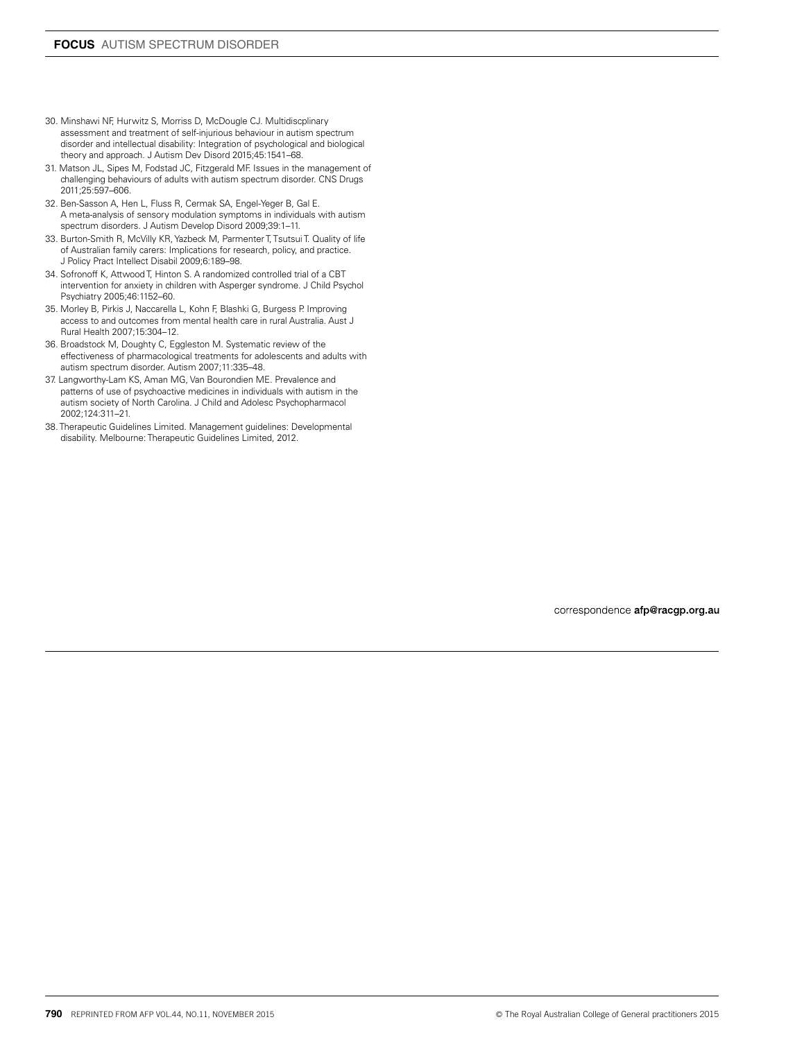30. Minshawi NF, Hurwitz S, Morriss D, McDougle CJ. Multidiscplinary assessment and treatment of self-injurious behaviour in autism spectrum disorder and intellectual disability: Integration of psychological and biological theory and approach. J Autism Dev Disord 2015;45:1541–68.
31. Matson JL, Sipes M, Fodstad JC, Fitzgerald MF. Issues in the management of challenging behaviours of adults with autism spectrum disorder. CNS Drugs 2011;25:597–606.
32. Ben-Sasson A, Hen L, Fluss R, Cermak SA, Engel-Yeger B, Gal E. A meta-analysis of sensory modulation symptoms in individuals with autism spectrum disorders. J Autism Develop Disord 2009;39:1–11.
33. Burton-Smith R, McVilly KR, Yazbeck M, Parmenter T, Tsutsui T. Quality of life of Australian family carers: Implications for research, policy, and practice. J Policy Pract Intellect Disabil 2009;6:189–98.
34. Sofronoff K, Attwood T, Hinton S. A randomized controlled trial of a CBT intervention for anxiety in children with Asperger syndrome. J Child Psychol Psychiatry 2005;46:1152–60.
35. Morley B, Pirkis J, Naccarella L, Kohn F, Blashki G, Burgess P. Improving access to and outcomes from mental health care in rural Australia. Aust J Rural Health 2007;15:304–12.
36. Broadstock M, Doughty C, Eggleston M. Systematic review of the effectiveness of pharmacological treatments for adolescents and adults with autism spectrum disorder. Autism 2007;11:335–48.
37. Langworthy-Lam KS, Aman MG, Van Bourondien ME. Prevalence and patterns of use of psychoactive medicines in individuals with autism in the autism society of North Carolina. J Child and Adolesc Psychopharmacol 2002;124:311–21.
38. Therapeutic Guidelines Limited. Management guidelines: Developmental disability. Melbourne: Therapeutic Guidelines Limited, 2012.

correspondence **afp@racgp.org.au**